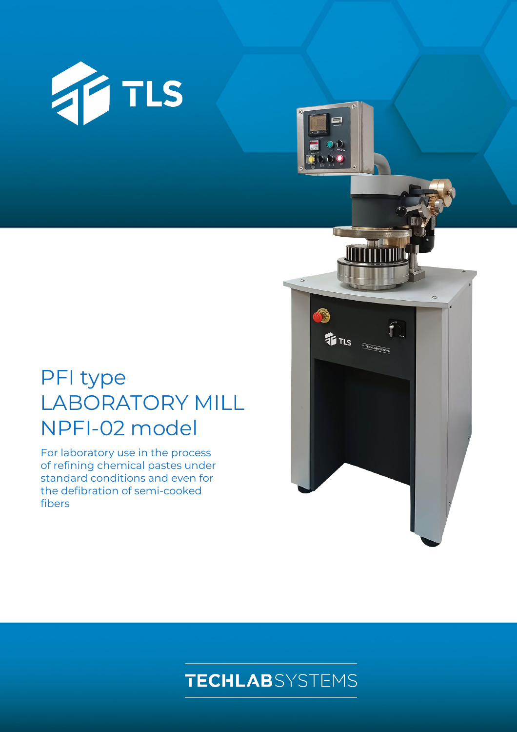TLS

# PFI type LABORATORY MILL NPFI-02 model

For laboratory use in the process of refining chemical pastes under standard conditions and even for the defibration of semi-cooked fibers

TECHLABSYSTEMS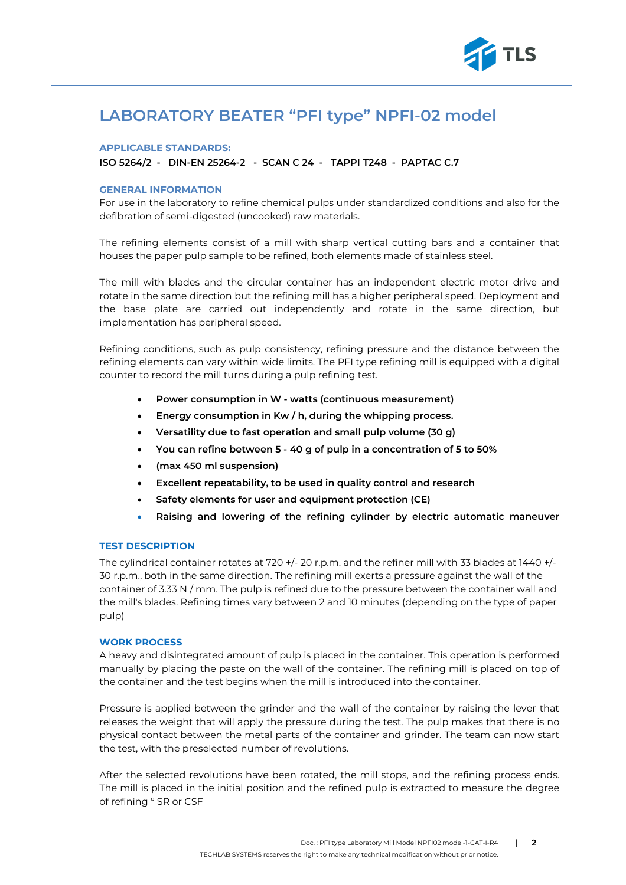# LABORATORY BEATER "PFI type" NPFI-02 model

### APPLICABLE STANDARDS:

**ISO 5264/2 - DIN-EN 25264-2 - SCAN C 24 - TAPPI T248 - PAPTAC C.7**

### GENERAL INFORMATION

For use in the laboratory to refine chemical pulps under standardized conditions and also for the defibration of semi-digested (uncooked) raw materials.

The refining elements consist of a mill with sharp vertical cutting bars and a container that houses the paper pulp sample to be refined, both elements made of stainless steel.

The mill with blades and the circular container has an independent electric motor drive and rotate in the same direction but the refining mill has a higher peripheral speed. Deployment and the base plate are carried out independently and rotate in the same direction, but implementation has peripheral speed.

Refining conditions, such as pulp consistency, refining pressure and the distance between the refining elements can vary within wide limits. The PFI type refining mill is equipped with a digital counter to record the mill turns during a pulp refining test.

- **Power consumption in W - watts (continuous measurement)**
- **Energy consumption in Kw / h, during the whipping process.**
- **Versatility due to fast operation and small pulp volume (30 g)**
- **You can refine between 5 - 40 g of pulp in a concentration of 5 to 50%**
- **(max 450 ml suspension)**
- **Excellent repeatability, to be used in quality control and research**
- **Safety elements for user and equipment protection (CE)**
- **Raising and lowering of the refining cylinder by electric automatic maneuver**

### TEST DESCRIPTION

The cylindrical container rotates at 720 +/- 20 r.p.m. and the refiner mill with 33 blades at 1440 +/- 30 r.p.m., both in the same direction. The refining mill exerts a pressure against the wall of the container of 3.33 N / mm. The pulp is refined due to the pressure between the container wall and the mill's blades. Refining times vary between 2 and 10 minutes (depending on the type of paper pulp)

### WORK PROCESS

A heavy and disintegrated amount of pulp is placed in the container. This operation is performed manually by placing the paste on the wall of the container. The refining mill is placed on top of the container and the test begins when the mill is introduced into the container.

Pressure is applied between the grinder and the wall of the container by raising the lever that releases the weight that will apply the pressure during the test. The pulp makes that there is no physical contact between the metal parts of the container and grinder. The team can now start the test, with the preselected number of revolutions.

After the selected revolutions have been rotated, the mill stops, and the refining process ends. The mill is placed in the initial position and the refined pulp is extracted to measure the degree of refining ° SR or CSF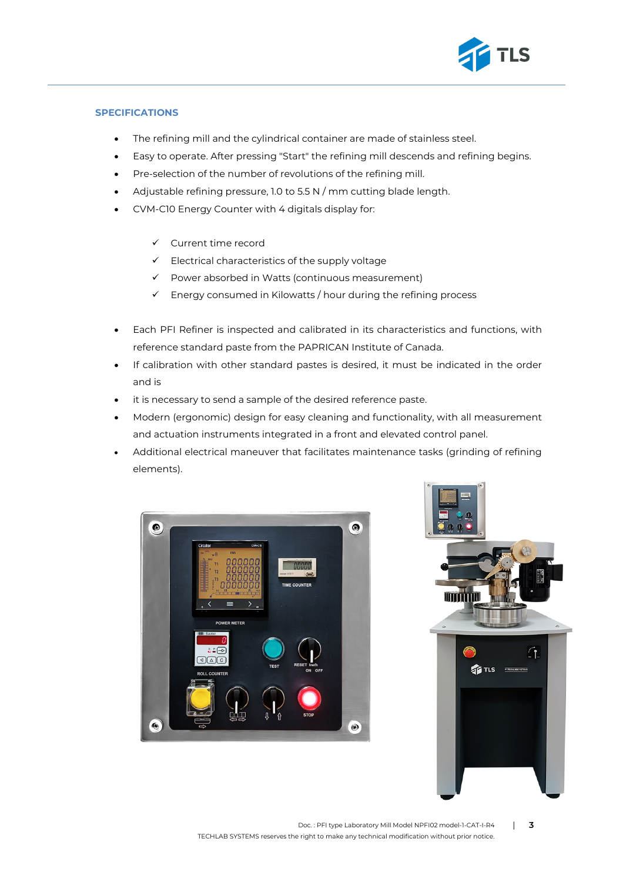## SPECIFICATIONS

- The refining mill and the cylindrical container are made of stainless steel.
- Easy to operate. After pressing "Start" the refining mill descends and refining begins.
- Pre-selection of the number of revolutions of the refining mill.
- Adjustable refining pressure, 1.0 to 5.5 N / mm cutting blade length.
- CVM-C10 Energy Counter with 4 digitals display for:
    - ✓ Current time record
    - ✓ Electrical characteristics of the supply voltage
    - ✓ Power absorbed in Watts (continuous measurement)
    - ✓ Energy consumed in Kilowatts / hour during the refining process
- Each PFI Refiner is inspected and calibrated in its characteristics and functions, with reference standard paste from the PAPRICAN Institute of Canada.
- If calibration with other standard pastes is desired, it must be indicated in the order and is
- it is necessary to send a sample of the desired reference paste.
- Modern (ergonomic) design for easy cleaning and functionality, with all measurement and actuation instruments integrated in a front and elevated control panel.
- Additional electrical maneuver that facilitates maintenance tasks (grinding of refining elements).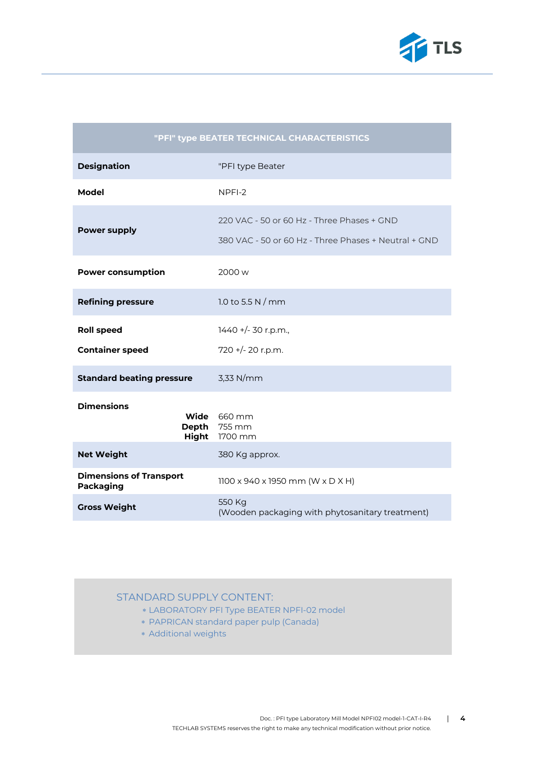| "PFI" type BEATER TECHNICAL CHARACTERISTICS | |
|---|---|
| **Designation** | "PFI type Beater |
| **Model** | NPFI-2 |
| **Power supply** | 220 VAC - 50 or 60 Hz - Three Phases + GND<br>380 VAC - 50 or 60 Hz - Three Phases + Neutral + GND |
| **Power consumption** | 2000 w |
| **Refining pressure** | 1.0 to 5.5 N / mm |
| **Roll speed** | 1440 +/- 30 r.p.m., |
| **Container speed** | 720 +/- 20 r.p.m. |
| **Standard beating pressure** | 3,33 N/mm |
| **Dimensions** | |
| **Wide** | 660 mm |
| **Depth** | 755 mm |
| **Hight** | 1700 mm |
| **Net Weight** | 380 Kg approx. |
| **Dimensions of Transport Packaging** | 1100 x 940 x 1950 mm (W x D X H) |
| **Gross Weight** | 550 Kg<br>(Wooden packaging with phytosanitary treatment) |

STANDARD SUPPLY CONTENT:

- LABORATORY PFI Type BEATER NPFI-02 model
- PAPRICAN standard paper pulp (Canada)
- Additional weights

Doc. : PFI type Laboratory Mill Model NPFI02 model-1-CAT-I-R4

TECHLAB SYSTEMS reserves the right to make any technical modification without prior notice.